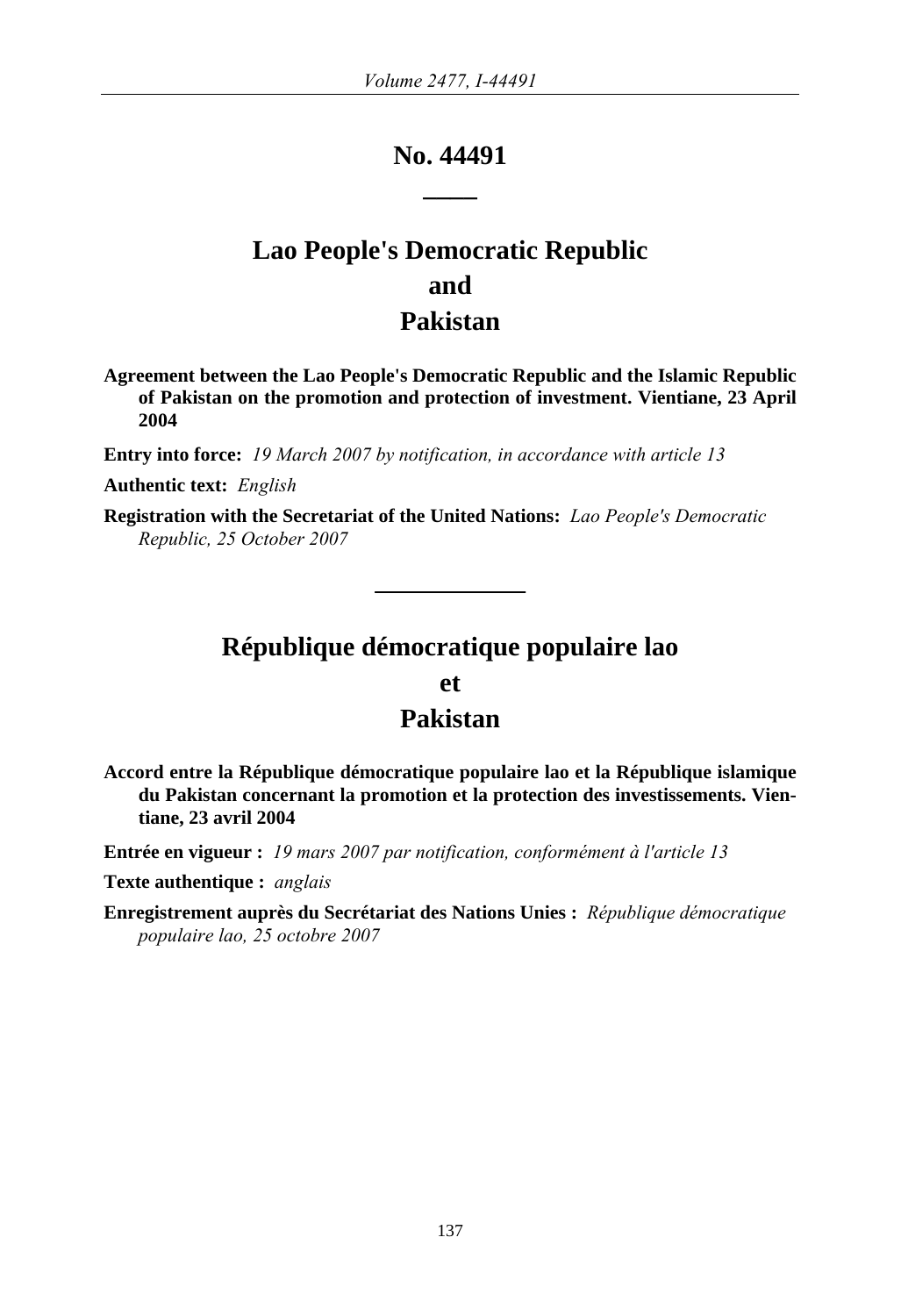# No. 44491

# Lao People's Democratic Republic and Pakistan

**Agreement between the Lao People's Democratic Republic and the Islamic Republic of Pakistan on the promotion and protection of investment. Vientiane, 23 April 2004**

**Entry into force:** *19 March 2007 by notification, in accordance with article 13*

**Authentic text:** *English*

**Registration with the Secretariat of the United Nations:** *Lao People's Democratic Republic, 25 October 2007*

---

# République démocratique populaire lao et Pakistan

**Accord entre la République démocratique populaire lao et la République islamique du Pakistan concernant la promotion et la protection des investissements. Vientiane, 23 avril 2004**

**Entrée en vigueur :** *19 mars 2007 par notification, conformément à l'article 13*

**Texte authentique :** *anglais*

**Enregistrement auprès du Secrétariat des Nations Unies :** *République démocratique populaire lao, 25 octobre 2007*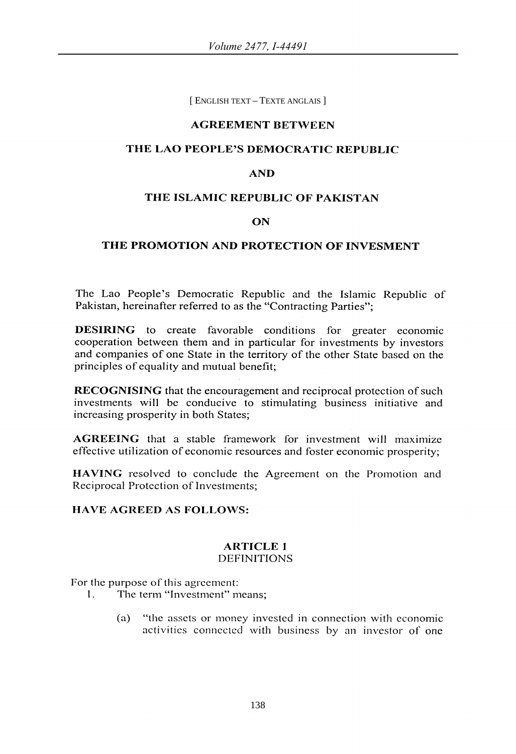[ ENGLISH TEXT – TEXTE ANGLAIS ]

# AGREEMENT BETWEEN

# THE LAO PEOPLE'S DEMOCRATIC REPUBLIC

# AND

# THE ISLAMIC REPUBLIC OF PAKISTAN

# ON

# THE PROMOTION AND PROTECTION OF INVESMENT

The Lao People's Democratic Republic and the Islamic Republic of Pakistan, hereinafter referred to as the "Contracting Parties";

**DESIRING** to create favorable conditions for greater economic cooperation between them and in particular for investments by investors and companies of one State in the territory of the other State based on the principles of equality and mutual benefit;

**RECOGNISING** that the encouragement and reciprocal protection of such investments will be conducive to stimulating business initiative and increasing prosperity in both States;

**AGREEING** that a stable framework for investment will maximize effective utilization of economic resources and foster economic prosperity;

**HAVING** resolved to conclude the Agreement on the Promotion and Reciprocal Protection of Investments;

**HAVE AGREED AS FOLLOWS:**

## ARTICLE 1
## DEFINITIONS

For the purpose of this agreement:

1. The term "Investment" means;

   (a) "the assets or money invested in connection with economic activities connected with business by an investor of one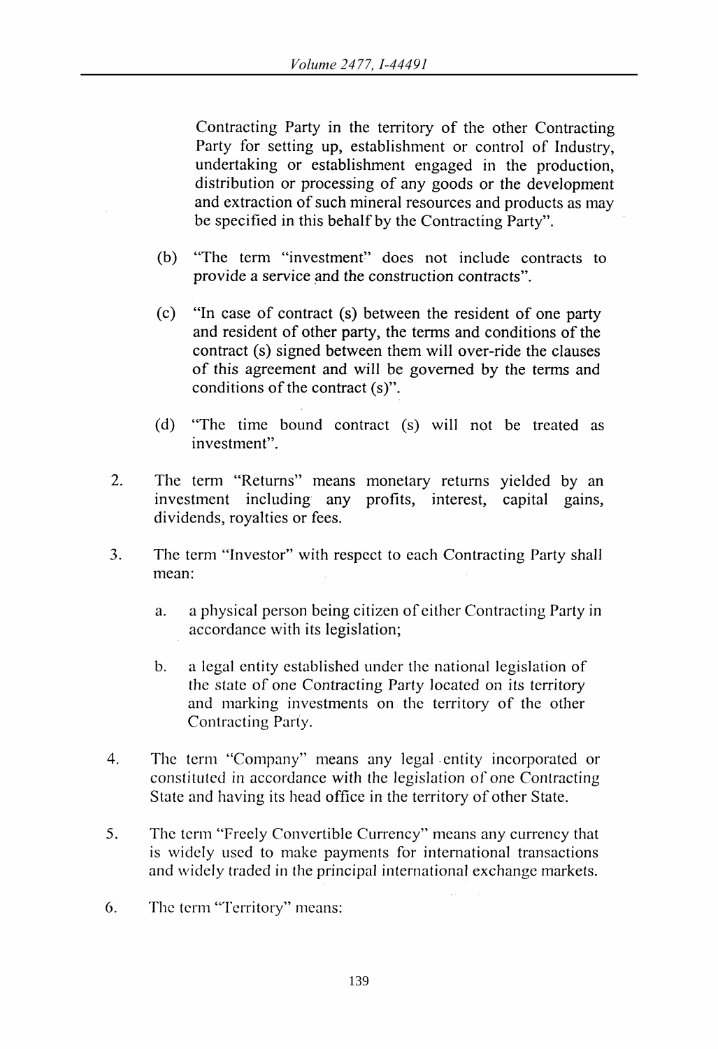Contracting Party in the territory of the other Contracting Party for setting up, establishment or control of Industry, undertaking or establishment engaged in the production, distribution or processing of any goods or the development and extraction of such mineral resources and products as may be specified in this behalf by the Contracting Party".

(b) "The term "investment" does not include contracts to provide a service and the construction contracts".

(c) "In case of contract (s) between the resident of one party and resident of other party, the terms and conditions of the contract (s) signed between them will over-ride the clauses of this agreement and will be governed by the terms and conditions of the contract (s)".

(d) "The time bound contract (s) will not be treated as investment".

2. The term "Returns" means monetary returns yielded by an investment including any profits, interest, capital gains, dividends, royalties or fees.

3. The term "Investor" with respect to each Contracting Party shall mean:

   a. a physical person being citizen of either Contracting Party in accordance with its legislation;

   b. a legal entity established under the national legislation of the state of one Contracting Party located on its territory and marking investments on the territory of the other Contracting Party.

4. The term "Company" means any legal entity incorporated or constituted in accordance with the legislation of one Contracting State and having its head office in the territory of other State.

5. The term "Freely Convertible Currency" means any currency that is widely used to make payments for international transactions and widely traded in the principal international exchange markets.

6. The term "Territory" means: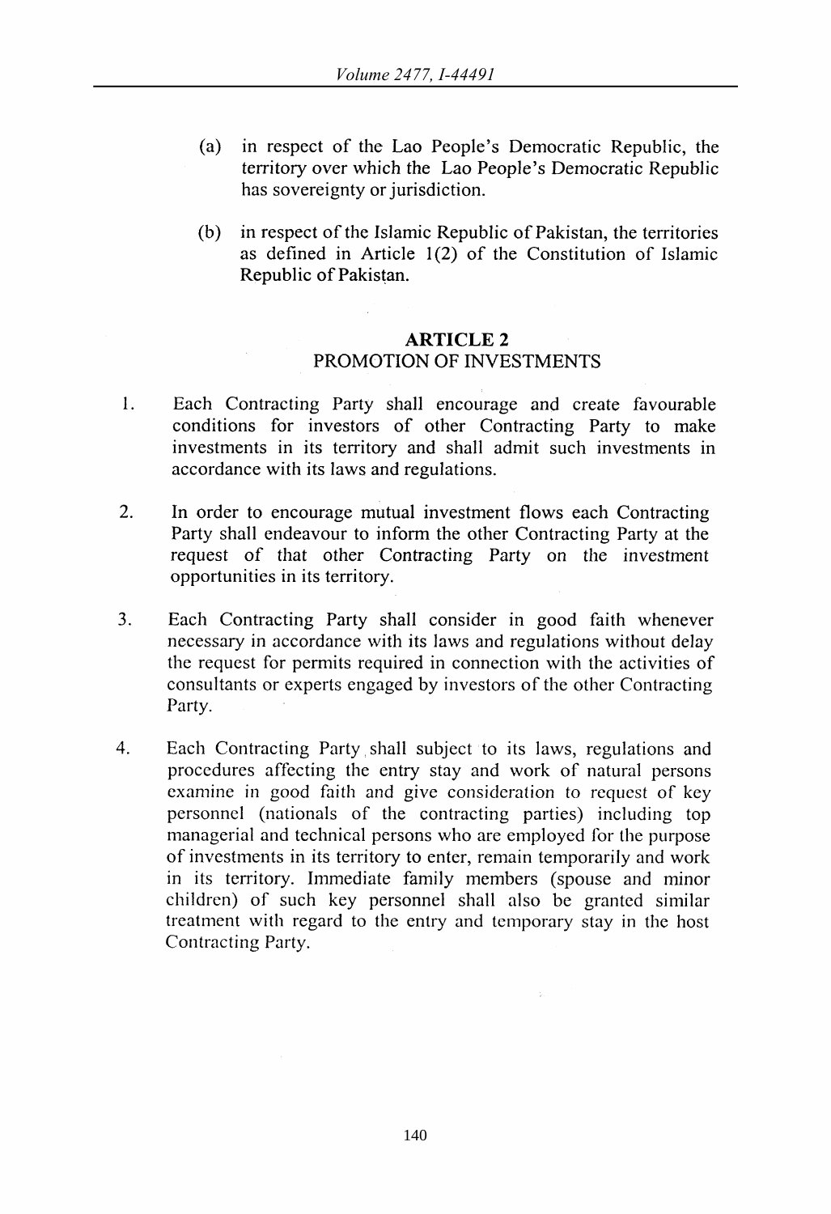(a) in respect of the Lao People's Democratic Republic, the territory over which the Lao People's Democratic Republic has sovereignty or jurisdiction.

(b) in respect of the Islamic Republic of Pakistan, the territories as defined in Article 1(2) of the Constitution of Islamic Republic of Pakistan.

## ARTICLE 2
### PROMOTION OF INVESTMENTS

1. Each Contracting Party shall encourage and create favourable conditions for investors of other Contracting Party to make investments in its territory and shall admit such investments in accordance with its laws and regulations.

2. In order to encourage mutual investment flows each Contracting Party shall endeavour to inform the other Contracting Party at the request of that other Contracting Party on the investment opportunities in its territory.

3. Each Contracting Party shall consider in good faith whenever necessary in accordance with its laws and regulations without delay the request for permits required in connection with the activities of consultants or experts engaged by investors of the other Contracting Party.

4. Each Contracting Party shall subject to its laws, regulations and procedures affecting the entry stay and work of natural persons examine in good faith and give consideration to request of key personnel (nationals of the contracting parties) including top managerial and technical persons who are employed for the purpose of investments in its territory to enter, remain temporarily and work in its territory. Immediate family members (spouse and minor children) of such key personnel shall also be granted similar treatment with regard to the entry and temporary stay in the host Contracting Party.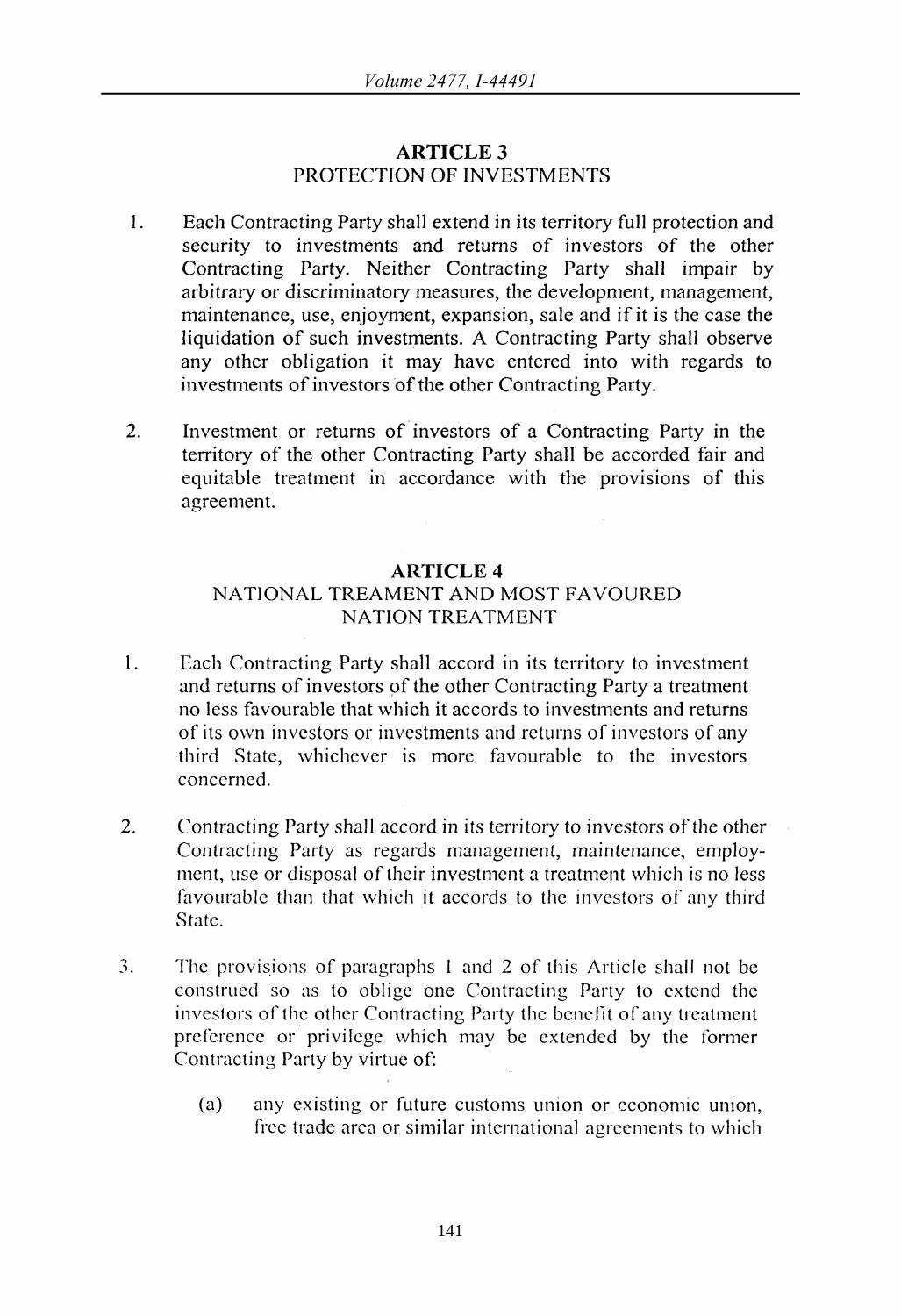## ARTICLE 3
## PROTECTION OF INVESTMENTS

1. Each Contracting Party shall extend in its territory full protection and security to investments and returns of investors of the other Contracting Party. Neither Contracting Party shall impair by arbitrary or discriminatory measures, the development, management, maintenance, use, enjoyment, expansion, sale and if it is the case the liquidation of such investments. A Contracting Party shall observe any other obligation it may have entered into with regards to investments of investors of the other Contracting Party.

2. Investment or returns of investors of a Contracting Party in the territory of the other Contracting Party shall be accorded fair and equitable treatment in accordance with the provisions of this agreement.

## ARTICLE 4
## NATIONAL TREAMENT AND MOST FAVOURED NATION TREATMENT

1. Each Contracting Party shall accord in its territory to investment and returns of investors of the other Contracting Party a treatment no less favourable that which it accords to investments and returns of its own investors or investments and returns of investors of any third State, whichever is more favourable to the investors concerned.

2. Contracting Party shall accord in its territory to investors of the other Contracting Party as regards management, maintenance, employment, use or disposal of their investment a treatment which is no less favourable than that which it accords to the investors of any third State.

3. The provisions of paragraphs 1 and 2 of this Article shall not be construed so as to oblige one Contracting Party to extend the investors of the other Contracting Party the benefit of any treatment preference or privilege which may be extended by the former Contracting Party by virtue of:

   (a) any existing or future customs union or economic union, free trade area or similar international agreements to which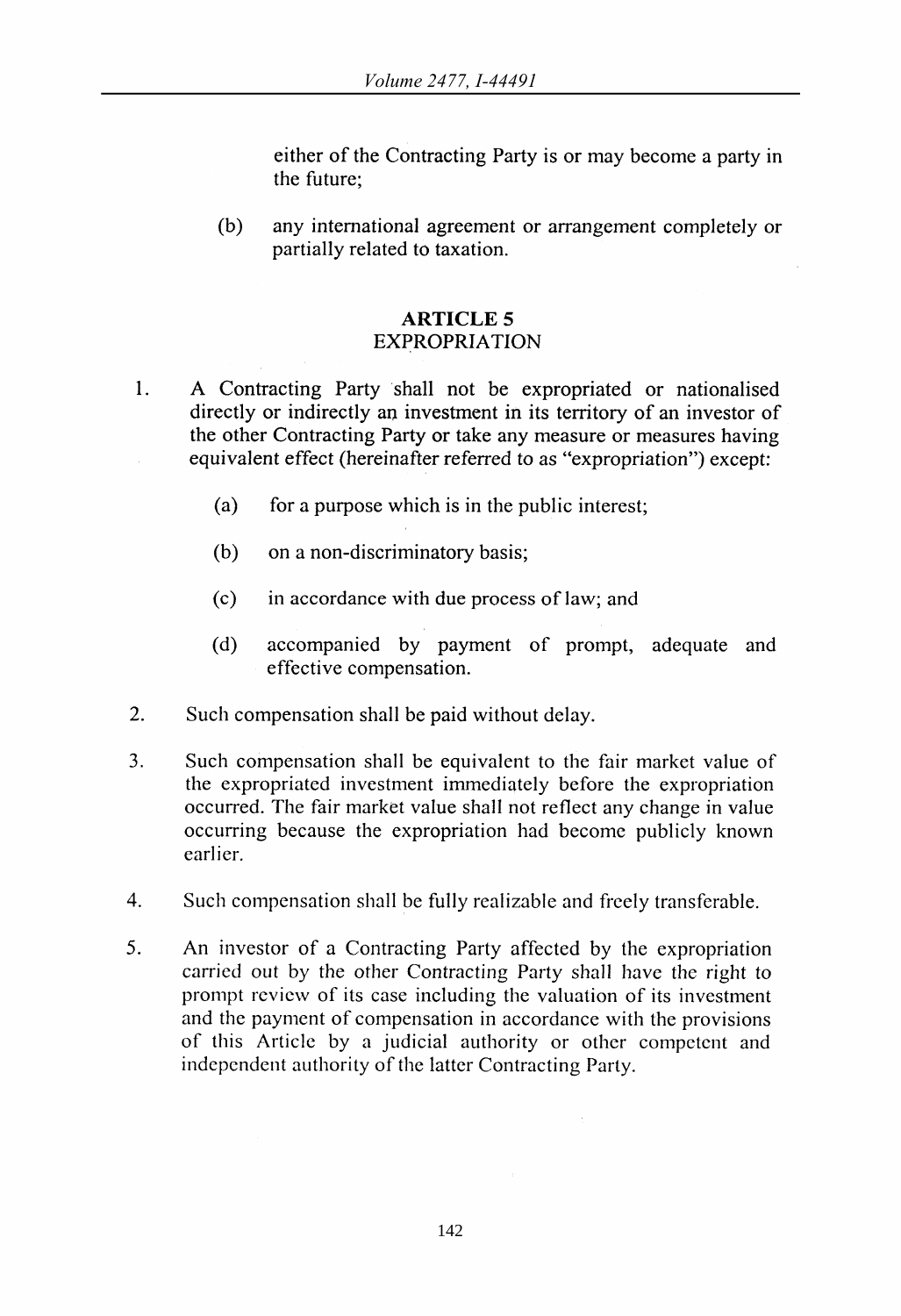either of the Contracting Party is or may become a party in the future;

(b) any international agreement or arrangement completely or partially related to taxation.

## ARTICLE 5
## EXPROPRIATION

1. A Contracting Party shall not be expropriated or nationalised directly or indirectly an investment in its territory of an investor of the other Contracting Party or take any measure or measures having equivalent effect (hereinafter referred to as "expropriation") except:

   (a) for a purpose which is in the public interest;

   (b) on a non-discriminatory basis;

   (c) in accordance with due process of law; and

   (d) accompanied by payment of prompt, adequate and effective compensation.

2. Such compensation shall be paid without delay.

3. Such compensation shall be equivalent to the fair market value of the expropriated investment immediately before the expropriation occurred. The fair market value shall not reflect any change in value occurring because the expropriation had become publicly known earlier.

4. Such compensation shall be fully realizable and freely transferable.

5. An investor of a Contracting Party affected by the expropriation carried out by the other Contracting Party shall have the right to prompt review of its case including the valuation of its investment and the payment of compensation in accordance with the provisions of this Article by a judicial authority or other competent and independent authority of the latter Contracting Party.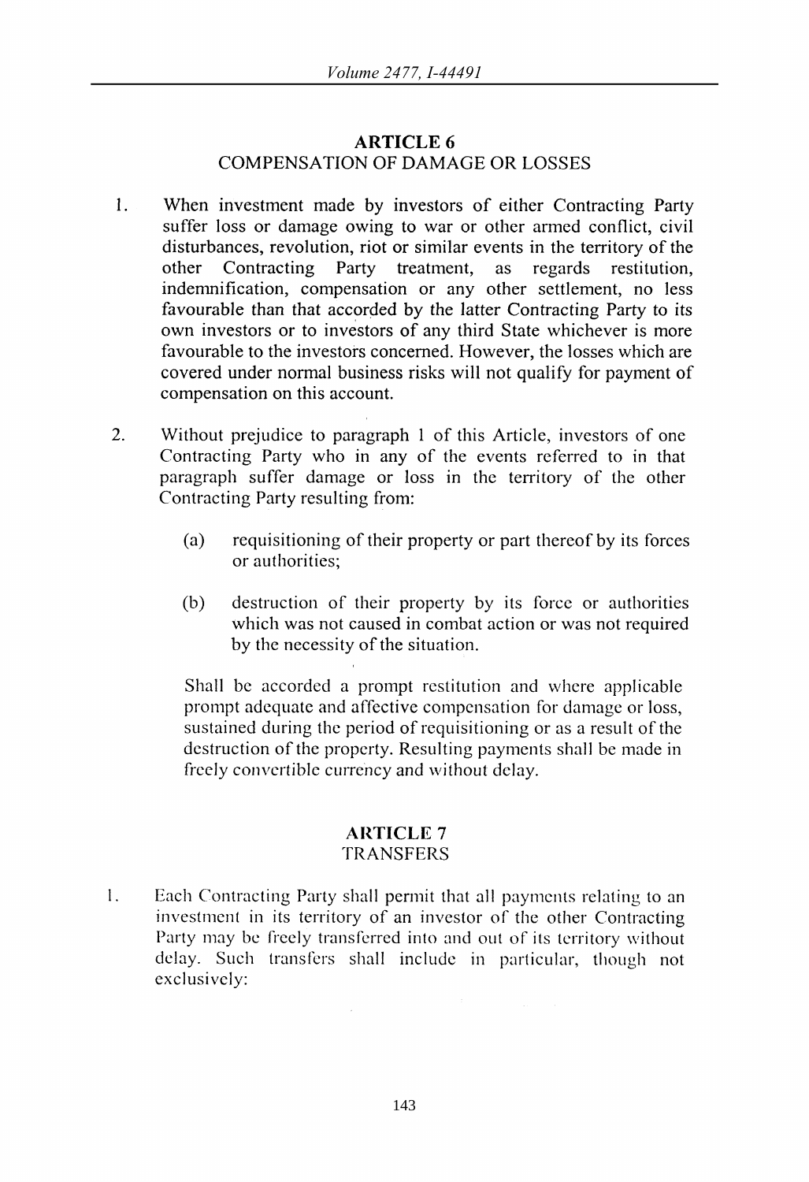## ARTICLE 6
COMPENSATION OF DAMAGE OR LOSSES

1. When investment made by investors of either Contracting Party suffer loss or damage owing to war or other armed conflict, civil disturbances, revolution, riot or similar events in the territory of the other Contracting Party treatment, as regards restitution, indemnification, compensation or any other settlement, no less favourable than that accorded by the latter Contracting Party to its own investors or to investors of any third State whichever is more favourable to the investors concerned. However, the losses which are covered under normal business risks will not qualify for payment of compensation on this account.

2. Without prejudice to paragraph 1 of this Article, investors of one Contracting Party who in any of the events referred to in that paragraph suffer damage or loss in the territory of the other Contracting Party resulting from:

   (a) requisitioning of their property or part thereof by its forces or authorities;

   (b) destruction of their property by its force or authorities which was not caused in combat action or was not required by the necessity of the situation.

   Shall be accorded a prompt restitution and where applicable prompt adequate and affective compensation for damage or loss, sustained during the period of requisitioning or as a result of the destruction of the property. Resulting payments shall be made in freely convertible currency and without delay.

## ARTICLE 7
TRANSFERS

1. Each Contracting Party shall permit that all payments relating to an investment in its territory of an investor of the other Contracting Party may be freely transferred into and out of its territory without delay. Such transfers shall include in particular, though not exclusively: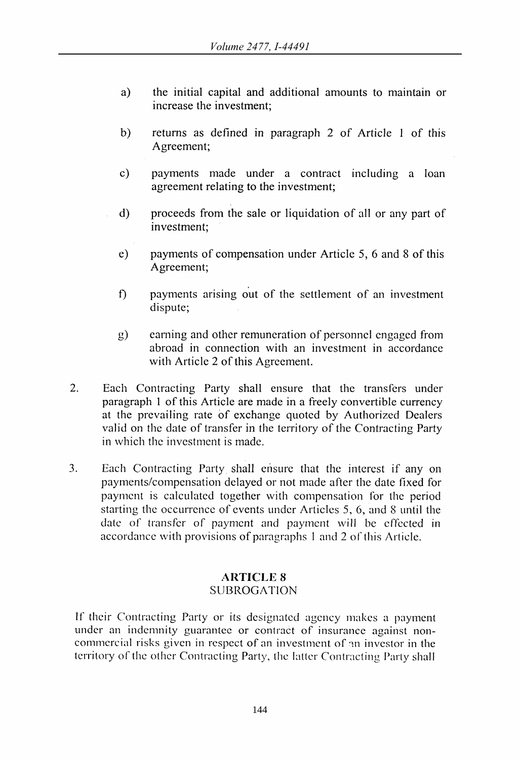a) the initial capital and additional amounts to maintain or increase the investment;

b) returns as defined in paragraph 2 of Article 1 of this Agreement;

c) payments made under a contract including a loan agreement relating to the investment;

d) proceeds from the sale or liquidation of all or any part of investment;

e) payments of compensation under Article 5, 6 and 8 of this Agreement;

f) payments arising out of the settlement of an investment dispute;

g) earning and other remuneration of personnel engaged from abroad in connection with an investment in accordance with Article 2 of this Agreement.

2. Each Contracting Party shall ensure that the transfers under paragraph 1 of this Article are made in a freely convertible currency at the prevailing rate of exchange quoted by Authorized Dealers valid on the date of transfer in the territory of the Contracting Party in which the investment is made.

3. Each Contracting Party shall ensure that the interest if any on payments/compensation delayed or not made after the date fixed for payment is calculated together with compensation for the period starting the occurrence of events under Articles 5, 6, and 8 until the date of transfer of payment and payment will be effected in accordance with provisions of paragraphs 1 and 2 of this Article.

## ARTICLE 8
### SUBROGATION

If their Contracting Party or its designated agency makes a payment under an indemnity guarantee or contract of insurance against non-commercial risks given in respect of an investment of an investor in the territory of the other Contracting Party, the latter Contracting Party shall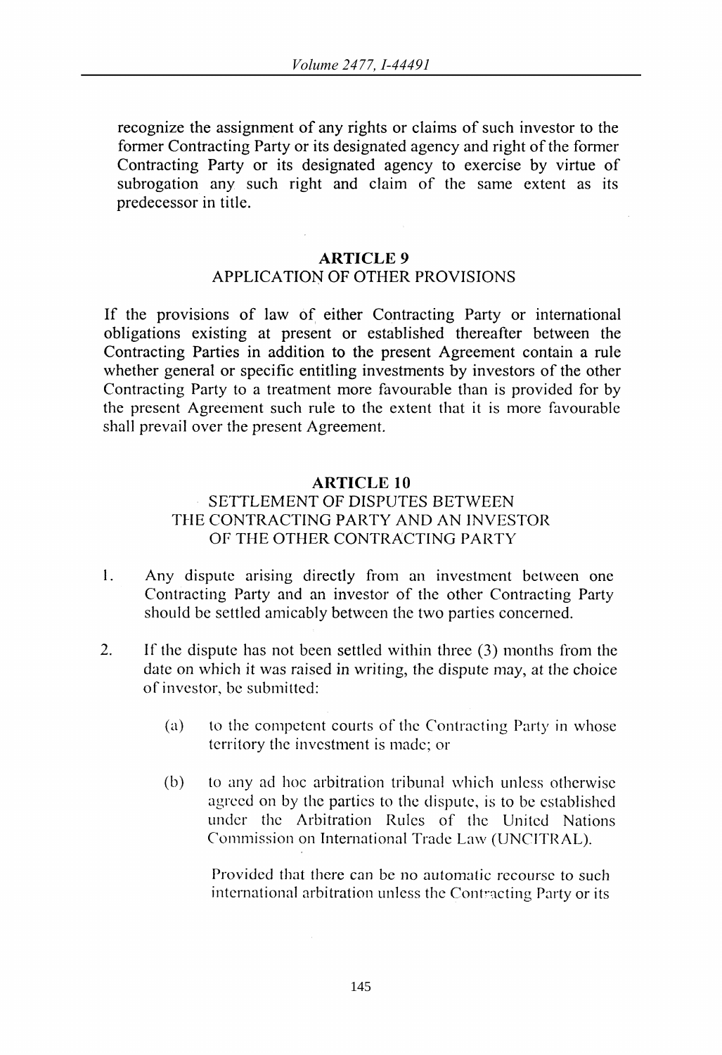recognize the assignment of any rights or claims of such investor to the former Contracting Party or its designated agency and right of the former Contracting Party or its designated agency to exercise by virtue of subrogation any such right and claim of the same extent as its predecessor in title.

## ARTICLE 9
## APPLICATION OF OTHER PROVISIONS

If the provisions of law of either Contracting Party or international obligations existing at present or established thereafter between the Contracting Parties in addition to the present Agreement contain a rule whether general or specific entitling investments by investors of the other Contracting Party to a treatment more favourable than is provided for by the present Agreement such rule to the extent that it is more favourable shall prevail over the present Agreement.

## ARTICLE 10
## SETTLEMENT OF DISPUTES BETWEEN THE CONTRACTING PARTY AND AN INVESTOR OF THE OTHER CONTRACTING PARTY

1. Any dispute arising directly from an investment between one Contracting Party and an investor of the other Contracting Party should be settled amicably between the two parties concerned.

2. If the dispute has not been settled within three (3) months from the date on which it was raised in writing, the dispute may, at the choice of investor, be submitted:

   (a) to the competent courts of the Contracting Party in whose territory the investment is made; or

   (b) to any ad hoc arbitration tribunal which unless otherwise agreed on by the parties to the dispute, is to be established under the Arbitration Rules of the United Nations Commission on International Trade Law (UNCITRAL).

   Provided that there can be no automatic recourse to such international arbitration unless the Contracting Party or its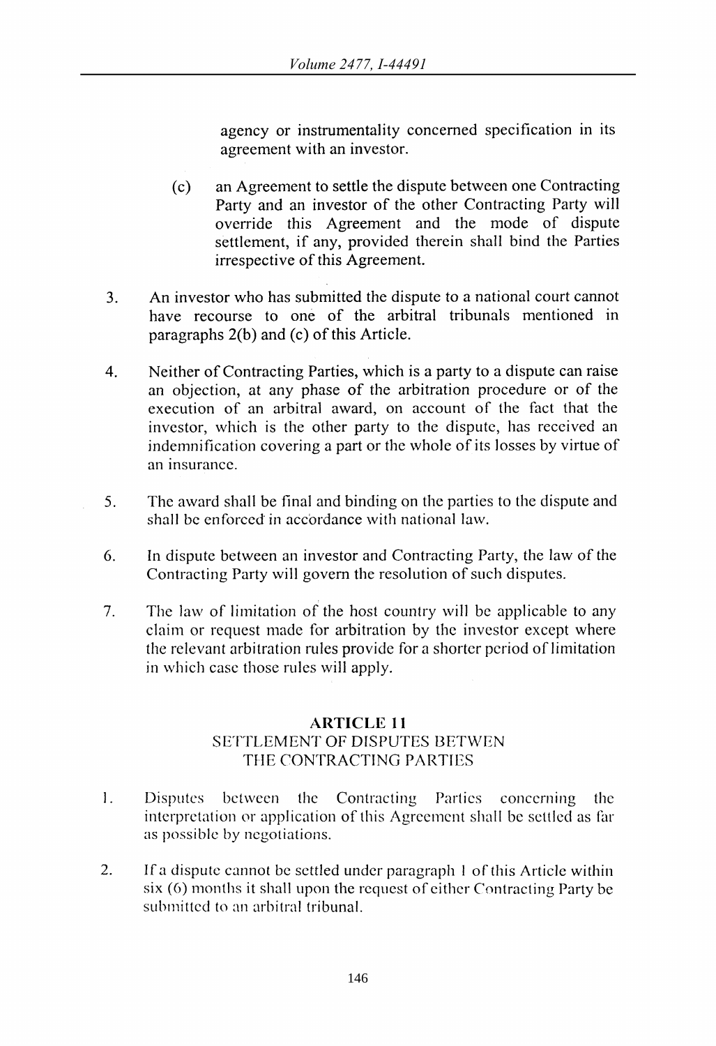agency or instrumentality concerned specification in its agreement with an investor.

(c) an Agreement to settle the dispute between one Contracting Party and an investor of the other Contracting Party will override this Agreement and the mode of dispute settlement, if any, provided therein shall bind the Parties irrespective of this Agreement.

3. An investor who has submitted the dispute to a national court cannot have recourse to one of the arbitral tribunals mentioned in paragraphs 2(b) and (c) of this Article.

4. Neither of Contracting Parties, which is a party to a dispute can raise an objection, at any phase of the arbitration procedure or of the execution of an arbitral award, on account of the fact that the investor, which is the other party to the dispute, has received an indemnification covering a part or the whole of its losses by virtue of an insurance.

5. The award shall be final and binding on the parties to the dispute and shall be enforced in accordance with national law.

6. In dispute between an investor and Contracting Party, the law of the Contracting Party will govern the resolution of such disputes.

7. The law of limitation of the host country will be applicable to any claim or request made for arbitration by the investor except where the relevant arbitration rules provide for a shorter period of limitation in which case those rules will apply.

## ARTICLE 11
## SETTLEMENT OF DISPUTES BETWEN THE CONTRACTING PARTIES

1. Disputes between the Contracting Parties concerning the interpretation or application of this Agreement shall be settled as far as possible by negotiations.

2. If a dispute cannot be settled under paragraph 1 of this Article within six (6) months it shall upon the request of either Contracting Party be submitted to an arbitral tribunal.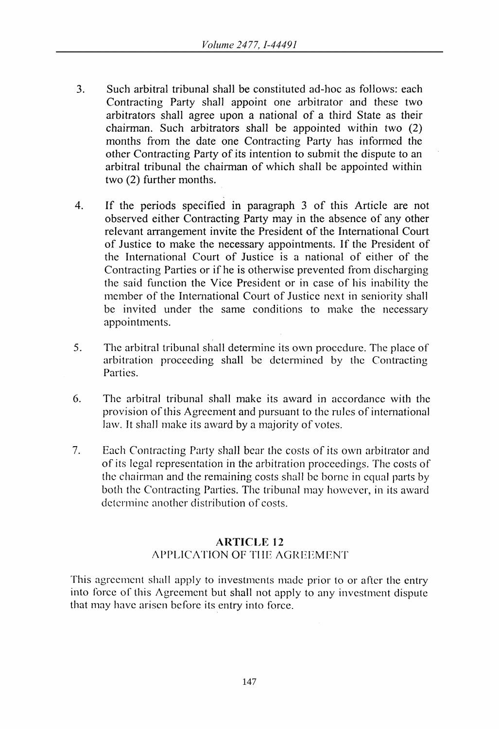3. Such arbitral tribunal shall be constituted ad-hoc as follows: each Contracting Party shall appoint one arbitrator and these two arbitrators shall agree upon a national of a third State as their chairman. Such arbitrators shall be appointed within two (2) months from the date one Contracting Party has informed the other Contracting Party of its intention to submit the dispute to an arbitral tribunal the chairman of which shall be appointed within two (2) further months.

4. If the periods specified in paragraph 3 of this Article are not observed either Contracting Party may in the absence of any other relevant arrangement invite the President of the International Court of Justice to make the necessary appointments. If the President of the International Court of Justice is a national of either of the Contracting Parties or if he is otherwise prevented from discharging the said function the Vice President or in case of his inability the member of the International Court of Justice next in seniority shall be invited under the same conditions to make the necessary appointments.

5. The arbitral tribunal shall determine its own procedure. The place of arbitration proceeding shall be determined by the Contracting Parties.

6. The arbitral tribunal shall make its award in accordance with the provision of this Agreement and pursuant to the rules of international law. It shall make its award by a majority of votes.

7. Each Contracting Party shall bear the costs of its own arbitrator and of its legal representation in the arbitration proceedings. The costs of the chairman and the remaining costs shall be borne in equal parts by both the Contracting Parties. The tribunal may however, in its award determine another distribution of costs.

## ARTICLE 12
### APPLICATION OF THE AGREEMENT

This agreement shall apply to investments made prior to or after the entry into force of this Agreement but shall not apply to any investment dispute that may have arisen before its entry into force.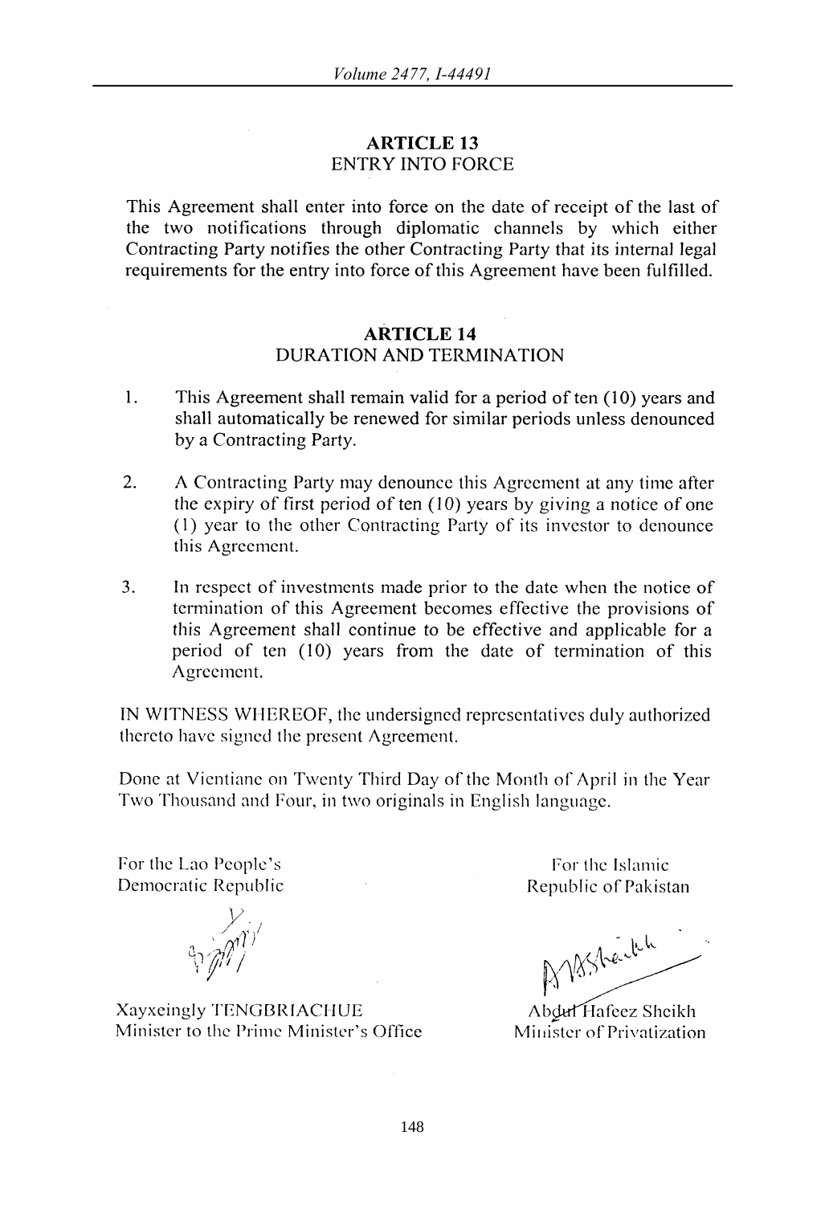## ARTICLE 13
ENTRY INTO FORCE

This Agreement shall enter into force on the date of receipt of the last of the two notifications through diplomatic channels by which either Contracting Party notifies the other Contracting Party that its internal legal requirements for the entry into force of this Agreement have been fulfilled.

## ARTICLE 14
DURATION AND TERMINATION

1. This Agreement shall remain valid for a period of ten (10) years and shall automatically be renewed for similar periods unless denounced by a Contracting Party.

2. A Contracting Party may denounce this Agreement at any time after the expiry of first period of ten (10) years by giving a notice of one (1) year to the other Contracting Party of its investor to denounce this Agreement.

3. In respect of investments made prior to the date when the notice of termination of this Agreement becomes effective the provisions of this Agreement shall continue to be effective and applicable for a period of ten (10) years from the date of termination of this Agreement.

IN WITNESS WHEREOF, the undersigned representatives duly authorized thereto have signed the present Agreement.

Done at Vientiane on Twenty Third Day of the Month of April in the Year Two Thousand and Four, in two originals in English language.

| | |
|---|---|
| For the Lao People's Democratic Republic | For the Islamic Republic of Pakistan |
| Xayxeingly TENGBRIACHUE<br>Minister to the Prime Minister's Office | Abdul Hafeez Sheikh<br>Minister of Privatization |